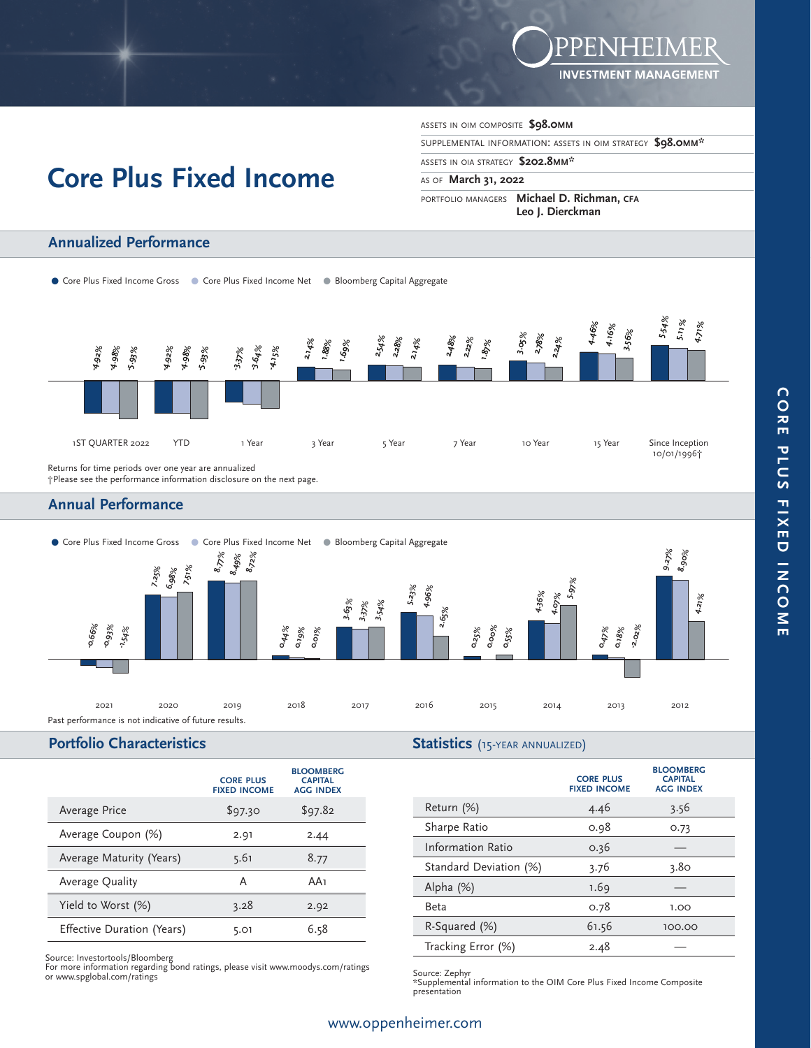OPPENHEIMER INVESTMENT MANAGEMENT

# Core Plus Fixed Income

ASSETS IN OIM COMPOSITE **$98.0MM**

SUPPLEMENTAL INFORMATION: ASSETS IN OIM STRATEGY **$98.0MM***

ASSETS IN OIA STRATEGY **$202.8MM***

AS OF **March 31, 2022**

PORTFOLIO MANAGERS **Michael D. Richman, CFA**
**Leo J. Dierckman**

## Annualized Performance

| Period | Core Plus Fixed Income Gross | Core Plus Fixed Income Net | Bloomberg Capital Aggregate |
|---|---|---|---|
| 1ST QUARTER 2022 | -4.92% | -4.98% | -5.93% |
| YTD | -4.92% | -4.98% | -5.93% |
| 1 Year | -3.37% | -3.64% | -4.15% |
| 3 Year | 2.14% | 1.88% | 1.69% |
| 5 Year | 2.54% | 2.28% | 2.14% |
| 7 Year | 2.48% | 2.22% | 1.87% |
| 10 Year | 3.05% | 2.78% | 2.24% |
| 15 Year | 4.46% | 4.16% | 3.56% |
| Since Inception 10/01/1996† | 5.54% | 5.11% | 4.71% |

Returns for time periods over one year are annualized
†Please see the performance information disclosure on the next page.

## Annual Performance

| Year | Core Plus Fixed Income Gross | Core Plus Fixed Income Net | Bloomberg Capital Aggregate |
|---|---|---|---|
| 2021 | -0.66% | -0.93% | -1.54% |
| 2020 | 7.25% | 6.98% | 7.51% |
| 2019 | 8.77% | 8.49% | 8.72% |
| 2018 | 0.44% | 0.19% | 0.01% |
| 2017 | 3.63% | 3.37% | 3.54% |
| 2016 | 5.23% | 4.96% | 2.65% |
| 2015 | 0.25% | 0.00% | 0.55% |
| 2014 | 4.36% | 4.07% | 5.97% |
| 2013 | 0.47% | 0.18% | -2.02% |
| 2012 | 9.27% | 8.90% | 4.21% |

Past performance is not indicative of future results.

## Portfolio Characteristics

| | CORE PLUS FIXED INCOME | BLOOMBERG CAPITAL AGG INDEX |
|---|---|---|
| Average Price | $97.30 | $97.82 |
| Average Coupon (%) | 2.91 | 2.44 |
| Average Maturity (Years) | 5.61 | 8.77 |
| Average Quality | A | AA1 |
| Yield to Worst (%) | 3.28 | 2.92 |
| Effective Duration (Years) | 5.01 | 6.58 |

Source: Investortools/Bloomberg
For more information regarding bond ratings, please visit www.moodys.com/ratings or www.spglobal.com/ratings

## Statistics (15-YEAR ANNUALIZED)

| | CORE PLUS FIXED INCOME | BLOOMBERG CAPITAL AGG INDEX |
|---|---|---|
| Return (%) | 4.46 | 3.56 |
| Sharpe Ratio | 0.98 | 0.73 |
| Information Ratio | 0.36 | — |
| Standard Deviation (%) | 3.76 | 3.80 |
| Alpha (%) | 1.69 | — |
| Beta | 0.78 | 1.00 |
| R-Squared (%) | 61.56 | 100.00 |
| Tracking Error (%) | 2.48 | — |

Source: Zephyr
*Supplemental information to the OIM Core Plus Fixed Income Composite presentation

www.oppenheimer.com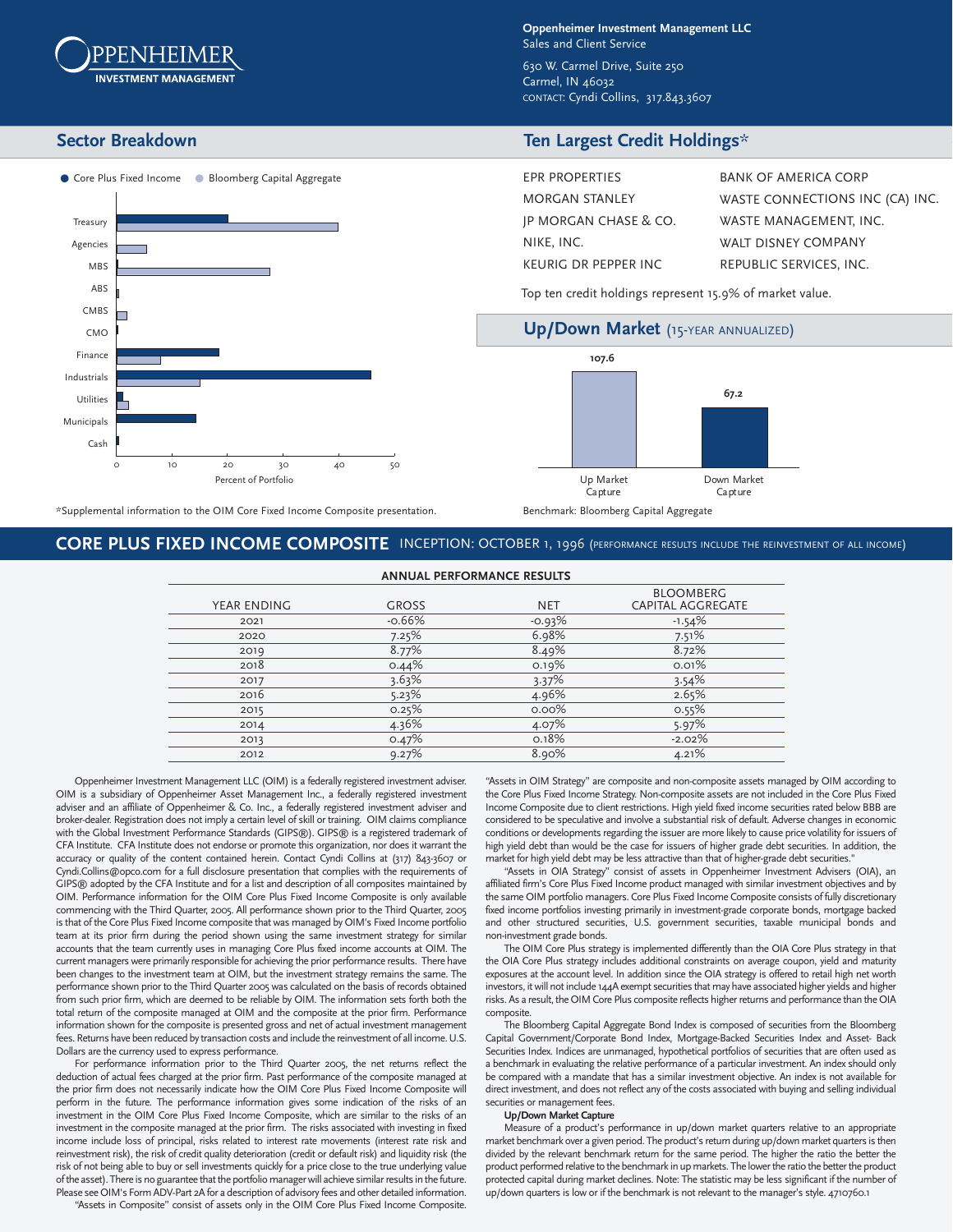**Oppenheimer Investment Management LLC**
Sales and Client Service

630 W. Carmel Drive, Suite 250
Carmel, IN 46032
CONTACT: Cyndi Collins, 317.843.3607

## Sector Breakdown

Core Plus Fixed Income
Bloomberg Capital Aggregate

Treasury
Agencies
MBS
ABS
CMBS
CMO
Finance
Industrials
Utilities
Municipals
Cash

0 10 20 30 40 50
Percent of Portfolio

*Supplemental information to the OIM Core Fixed Income Composite presentation.

## Ten Largest Credit Holdings*

| | |
|---|---|
| EPR PROPERTIES | BANK OF AMERICA CORP |
| MORGAN STANLEY | WASTE CONNECTIONS INC (CA) INC. |
| JP MORGAN CHASE & CO. | WASTE MANAGEMENT, INC. |
| NIKE, INC. | WALT DISNEY COMPANY |
| KEURIG DR PEPPER INC | REPUBLIC SERVICES, INC. |

Top ten credit holdings represent 15.9% of market value.

## Up/Down Market (15-YEAR ANNUALIZED)

107.6
67.2
Up Market Capture
Down Market Capture

Benchmark: Bloomberg Capital Aggregate

## CORE PLUS FIXED INCOME COMPOSITE INCEPTION: OCTOBER 1, 1996 (PERFORMANCE RESULTS INCLUDE THE REINVESTMENT OF ALL INCOME)

**ANNUAL PERFORMANCE RESULTS**

| YEAR ENDING | GROSS | NET | BLOOMBERG CAPITAL AGGREGATE |
|---|---|---|---|
| 2021 | -0.66% | -0.93% | -1.54% |
| 2020 | 7.25% | 6.98% | 7.51% |
| 2019 | 8.77% | 8.49% | 8.72% |
| 2018 | 0.44% | 0.19% | 0.01% |
| 2017 | 3.63% | 3.37% | 3.54% |
| 2016 | 5.23% | 4.96% | 2.65% |
| 2015 | 0.25% | 0.00% | 0.55% |
| 2014 | 4.36% | 4.07% | 5.97% |
| 2013 | 0.47% | 0.18% | -2.02% |
| 2012 | 9.27% | 8.90% | 4.21% |

Oppenheimer Investment Management LLC (OIM) is a federally registered investment adviser. OIM is a subsidiary of Oppenheimer Asset Management Inc., a federally registered investment adviser and an affiliate of Oppenheimer & Co. Inc., a federally registered investment adviser and broker-dealer. Registration does not imply a certain level of skill or training. OIM claims compliance with the Global Investment Performance Standards (GIPS®). GIPS® is a registered trademark of CFA Institute. CFA Institute does not endorse or promote this organization, nor does it warrant the accuracy or quality of the content contained herein. Contact Cyndi Collins at (317) 843-3607 or Cyndi.Collins@opco.com for a full disclosure presentation that complies with the requirements of GIPS® adopted by the CFA Institute and for a list and description of all composites maintained by OIM. Performance information for the OIM Core Plus Fixed Income Composite is only available commencing with the Third Quarter, 2005. All performance shown prior to the Third Quarter, 2005 is that of the Core Plus Fixed Income composite that was managed by OIM's Fixed Income portfolio team at its prior firm during the period shown using the same investment strategy for similar accounts that the team currently uses in managing Core Plus fixed income accounts at OIM. The current managers were primarily responsible for achieving the prior performance results. There have been changes to the investment team at OIM, but the investment strategy remains the same. The performance shown prior to the Third Quarter 2005 was calculated on the basis of records obtained from such prior firm, which are deemed to be reliable by OIM. The information sets forth both the total return of the composite managed at OIM and the composite at the prior firm. Performance information shown for the composite is presented gross and net of actual investment management fees. Returns have been reduced by transaction costs and include the reinvestment of all income. U.S. Dollars are the currency used to express performance.

For performance information prior to the Third Quarter 2005, the net returns reflect the deduction of actual fees charged at the prior firm. Past performance of the composite managed at the prior firm does not necessarily indicate how the OIM Core Plus Fixed Income Composite will perform in the future. The performance information gives some indication of the risks of an investment in the OIM Core Plus Fixed Income Composite, which are similar to the risks of an investment in the composite managed at the prior firm. The risks associated with investing in fixed income include loss of principal, risks related to interest rate movements (interest rate risk and reinvestment risk), the risk of credit quality deterioration (credit or default risk) and liquidity risk (the risk of not being able to buy or sell investments quickly for a price close to the true underlying value of the asset). There is no guarantee that the portfolio manager will achieve similar results in the future. Please see OIM's Form ADV-Part 2A for a description of advisory fees and other detailed information.

"Assets in Composite" consist of assets only in the OIM Core Plus Fixed Income Composite. "Assets in OIM Strategy" are composite and non-composite assets managed by OIM according to the Core Plus Fixed Income Strategy. Non-composite assets are not included in the Core Plus Fixed Income Composite due to client restrictions. High yield fixed income securities rated below BBB are considered to be speculative and involve a substantial risk of default. Adverse changes in economic conditions or developments regarding the issuer are more likely to cause price volatility for issuers of high yield debt than would be the case for issuers of higher grade debt securities. In addition, the market for high yield debt may be less attractive than that of higher-grade debt securities."

"Assets in OIA Strategy" consist of assets in Oppenheimer Investment Advisers (OIA), an affiliated firm's Core Plus Fixed Income product managed with similar investment objectives and by the same OIM portfolio managers. Core Plus Fixed Income Composite consists of fully discretionary fixed income portfolios investing primarily in investment-grade corporate bonds, mortgage backed and other structured securities, U.S. government securities, taxable municipal bonds and non-investment grade bonds.

The OIM Core Plus strategy is implemented differently than the OIA Core Plus strategy in that the OIA Core Plus strategy includes additional constraints on average coupon, yield and maturity exposures at the account level. In addition since the OIA strategy is offered to retail high net worth investors, it will not include 144A exempt securities that may have associated higher yields and higher risks. As a result, the OIM Core Plus composite reflects higher returns and performance than the OIA composite.

The Bloomberg Capital Aggregate Bond Index is composed of securities from the Bloomberg Capital Government/Corporate Bond Index, Mortgage-Backed Securities Index and Asset- Back Securities Index. Indices are unmanaged, hypothetical portfolios of securities that are often used as a benchmark in evaluating the relative performance of a particular investment. An index should only be compared with a mandate that has a similar investment objective. An index is not available for direct investment, and does not reflect any of the costs associated with buying and selling individual securities or management fees.

**Up/Down Market Capture**

Measure of a product's performance in up/down market quarters relative to an appropriate market benchmark over a given period. The product's return during up/down market quarters is then divided by the relevant benchmark return for the same period. The higher the ratio the better the product performed relative to the benchmark in up markets. The lower the ratio the better the product protected capital during market declines. Note: The statistic may be less significant if the number of up/down quarters is low or if the benchmark is not relevant to the manager's style. 4710760.1